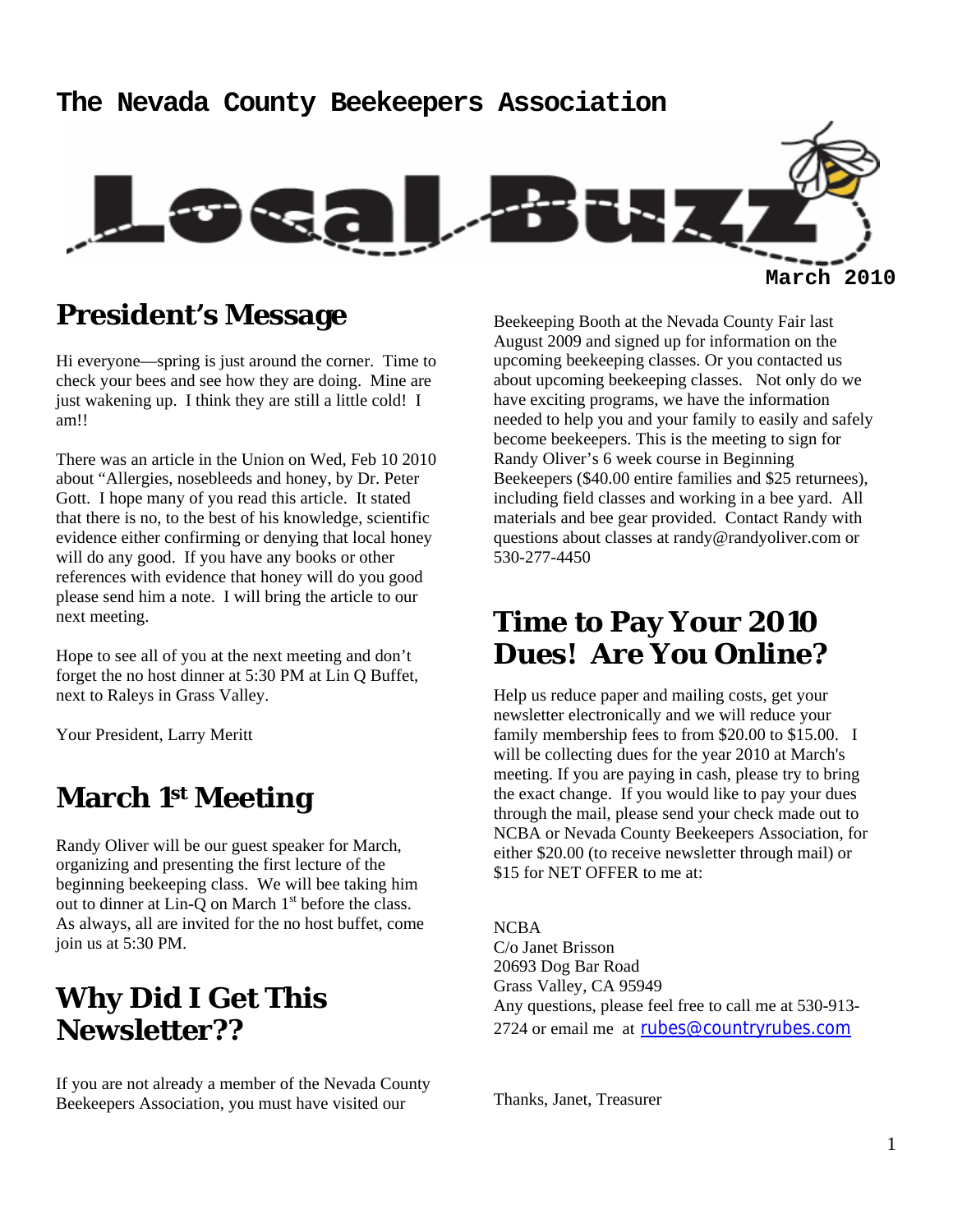# The Nevada County Beekeepers Association

# Local Buzz

March 2010

## President's Message

Hi everyone—spring is just around the corner. Time to check your bees and see how they are doing. Mine are just wakening up. I think they are still a little cold! I am!!

There was an article in the Union on Wed, Feb 10 2010 about "Allergies, nosebleeds and honey, by Dr. Peter Gott. I hope many of you read this article. It stated that there is no, to the best of his knowledge, scientific evidence either confirming or denying that local honey will do any good. If you have any books or other references with evidence that honey will do you good please send him a note. I will bring the article to our next meeting.

Hope to see all of you at the next meeting and don't forget the no host dinner at 5:30 PM at Lin Q Buffet, next to Raleys in Grass Valley.

Your President, Larry Meritt

## March 1st Meeting

Randy Oliver will be our guest speaker for March, organizing and presenting the first lecture of the beginning beekeeping class. We will bee taking him out to dinner at Lin-Q on March 1st before the class. As always, all are invited for the no host buffet, come join us at 5:30 PM.

## Why Did I Get This Newsletter??

If you are not already a member of the Nevada County Beekeepers Association, you must have visited our Beekeeping Booth at the Nevada County Fair last August 2009 and signed up for information on the upcoming beekeeping classes. Or you contacted us about upcoming beekeeping classes. Not only do we have exciting programs, we have the information needed to help you and your family to easily and safely become beekeepers. This is the meeting to sign for Randy Oliver's 6 week course in Beginning Beekeepers ($40.00 entire families and $25 returnees), including field classes and working in a bee yard. All materials and bee gear provided. Contact Randy with questions about classes at randy@randyoliver.com or 530-277-4450

## Time to Pay Your 2010 Dues! Are You Online?

Help us reduce paper and mailing costs, get your newsletter electronically and we will reduce your family membership fees to from $20.00 to $15.00. I will be collecting dues for the year 2010 at March's meeting. If you are paying in cash, please try to bring the exact change. If you would like to pay your dues through the mail, please send your check made out to NCBA or Nevada County Beekeepers Association, for either $20.00 (to receive newsletter through mail) or $15 for NET OFFER to me at:

NCBA
C/o Janet Brisson
20693 Dog Bar Road
Grass Valley, CA 95949
Any questions, please feel free to call me at 530-913-2724 or email me at rubes@countryrubes.com

Thanks, Janet, Treasurer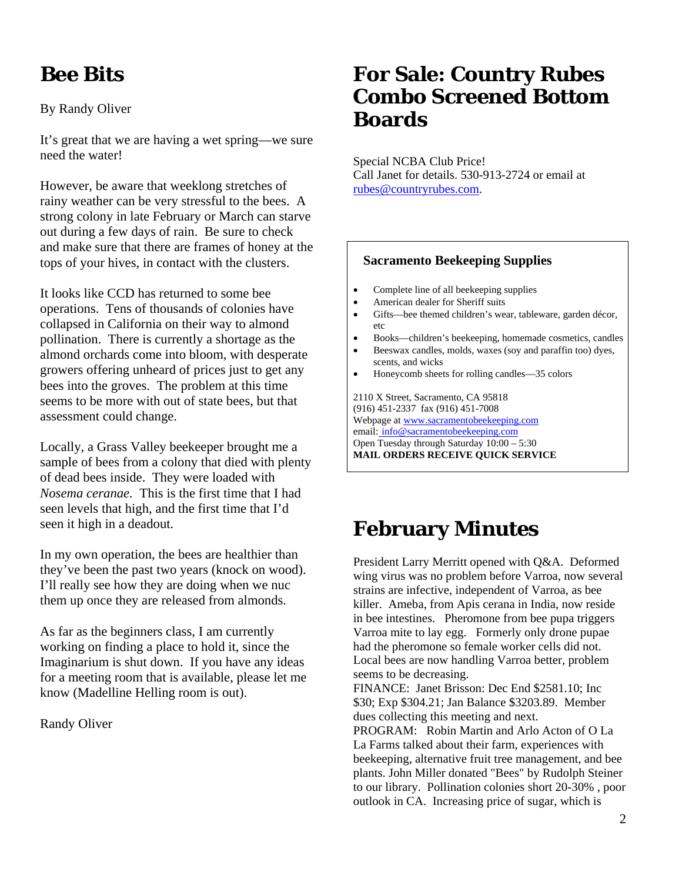# Bee Bits

By Randy Oliver

It's great that we are having a wet spring—we sure need the water!

However, be aware that weeklong stretches of rainy weather can be very stressful to the bees. A strong colony in late February or March can starve out during a few days of rain. Be sure to check and make sure that there are frames of honey at the tops of your hives, in contact with the clusters.

It looks like CCD has returned to some bee operations. Tens of thousands of colonies have collapsed in California on their way to almond pollination. There is currently a shortage as the almond orchards come into bloom, with desperate growers offering unheard of prices just to get any bees into the groves. The problem at this time seems to be more with out of state bees, but that assessment could change.

Locally, a Grass Valley beekeeper brought me a sample of bees from a colony that died with plenty of dead bees inside. They were loaded with *Nosema ceranae*. This is the first time that I had seen levels that high, and the first time that I'd seen it high in a deadout.

In my own operation, the bees are healthier than they've been the past two years (knock on wood). I'll really see how they are doing when we nuc them up once they are released from almonds.

As far as the beginners class, I am currently working on finding a place to hold it, since the Imaginarium is shut down. If you have any ideas for a meeting room that is available, please let me know (Madelline Helling room is out).

Randy Oliver

# For Sale: Country Rubes Combo Screened Bottom Boards

Special NCBA Club Price!
Call Janet for details. 530-913-2724 or email at rubes@countryrubes.com.

**Sacramento Beekeeping Supplies**

- Complete line of all beekeeping supplies
- American dealer for Sheriff suits
- Gifts—bee themed children's wear, tableware, garden décor, etc
- Books—children's beekeeping, homemade cosmetics, candles
- Beeswax candles, molds, waxes (soy and paraffin too) dyes, scents, and wicks
- Honeycomb sheets for rolling candles—35 colors

2110 X Street, Sacramento, CA 95818
(916) 451-2337 fax (916) 451-7008
Webpage at www.sacramentobeekeeping.com
email: info@sacramentobeekeeping.com
Open Tuesday through Saturday 10:00 – 5:30
**MAIL ORDERS RECEIVE QUICK SERVICE**

# February Minutes

President Larry Merritt opened with Q&A. Deformed wing virus was no problem before Varroa, now several strains are infective, independent of Varroa, as bee killer. Ameba, from Apis cerana in India, now reside in bee intestines. Pheromone from bee pupa triggers Varroa mite to lay egg. Formerly only drone pupae had the pheromone so female worker cells did not. Local bees are now handling Varroa better, problem seems to be decreasing.
FINANCE: Janet Brisson: Dec End $2581.10; Inc $30; Exp $304.21; Jan Balance $3203.89. Member dues collecting this meeting and next.
PROGRAM: Robin Martin and Arlo Acton of O La La Farms talked about their farm, experiences with beekeeping, alternative fruit tree management, and bee plants. John Miller donated "Bees" by Rudolph Steiner to our library. Pollination colonies short 20-30% , poor outlook in CA. Increasing price of sugar, which is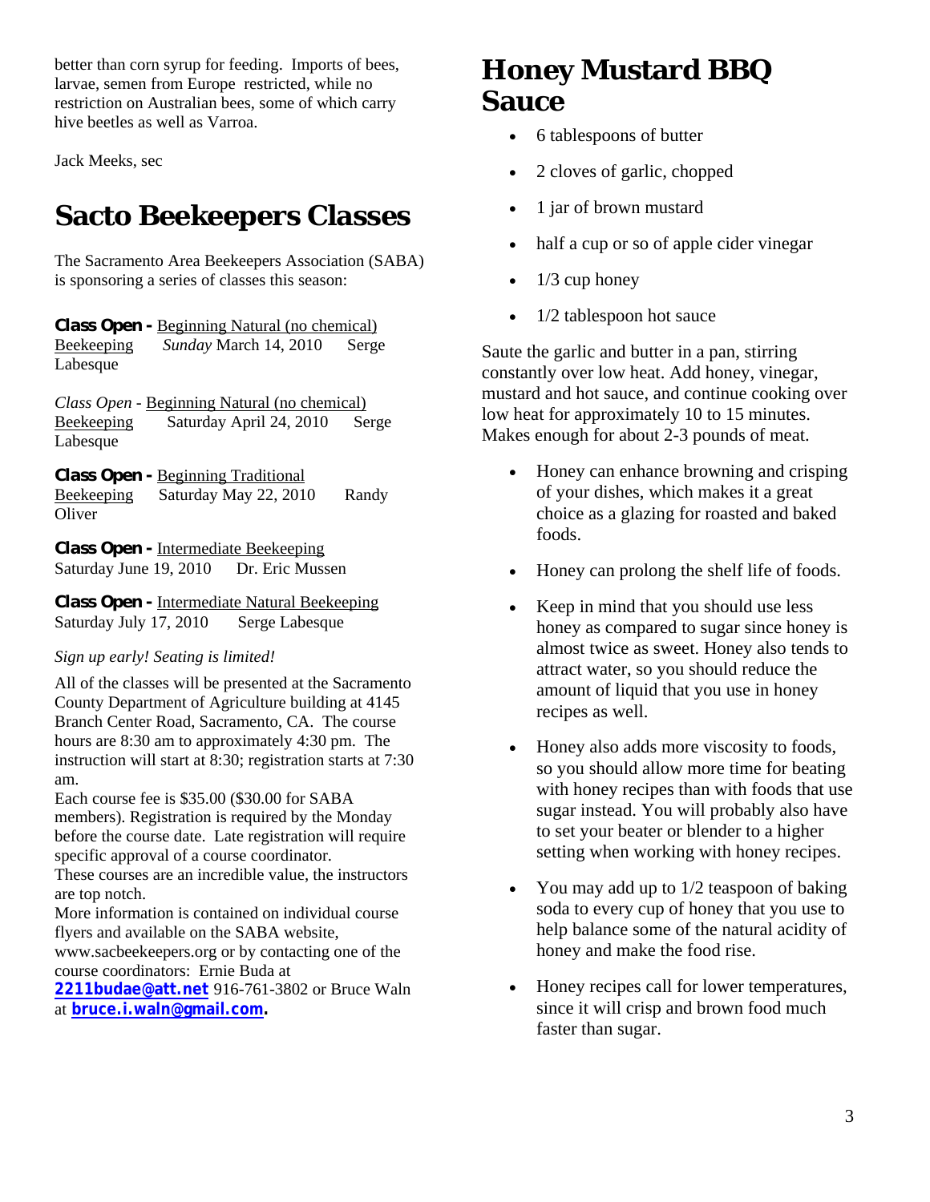better than corn syrup for feeding. Imports of bees, larvae, semen from Europe restricted, while no restriction on Australian bees, some of which carry hive beetles as well as Varroa.

Jack Meeks, sec

# Sacto Beekeepers Classes

The Sacramento Area Beekeepers Association (SABA) is sponsoring a series of classes this season:

**Class Open -** Beginning Natural (no chemical) Beekeeping *Sunday* March 14, 2010 Serge Labesque

*Class Open* - Beginning Natural (no chemical) Beekeeping Saturday April 24, 2010 Serge Labesque

**Class Open -** Beginning Traditional Beekeeping Saturday May 22, 2010 Randy Oliver

**Class Open -** Intermediate Beekeeping Saturday June 19, 2010 Dr. Eric Mussen

**Class Open -** Intermediate Natural Beekeeping Saturday July 17, 2010 Serge Labesque

*Sign up early! Seating is limited!*

All of the classes will be presented at the Sacramento County Department of Agriculture building at 4145 Branch Center Road, Sacramento, CA. The course hours are 8:30 am to approximately 4:30 pm. The instruction will start at 8:30; registration starts at 7:30 am.

Each course fee is $35.00 ($30.00 for SABA members). Registration is required by the Monday before the course date. Late registration will require specific approval of a course coordinator.

These courses are an incredible value, the instructors are top notch.

More information is contained on individual course flyers and available on the SABA website, www.sacbeekeepers.org or by contacting one of the course coordinators: Ernie Buda at **2211budae@att.net** 916-761-3802 or Bruce Waln at **bruce.i.waln@gmail.com.**

# Honey Mustard BBQ Sauce

- 6 tablespoons of butter
- 2 cloves of garlic, chopped
- 1 jar of brown mustard
- half a cup or so of apple cider vinegar
- 1/3 cup honey
- 1/2 tablespoon hot sauce

Saute the garlic and butter in a pan, stirring constantly over low heat. Add honey, vinegar, mustard and hot sauce, and continue cooking over low heat for approximately 10 to 15 minutes. Makes enough for about 2-3 pounds of meat.

- Honey can enhance browning and crisping of your dishes, which makes it a great choice as a glazing for roasted and baked foods.
- Honey can prolong the shelf life of foods.
- Keep in mind that you should use less honey as compared to sugar since honey is almost twice as sweet. Honey also tends to attract water, so you should reduce the amount of liquid that you use in honey recipes as well.
- Honey also adds more viscosity to foods, so you should allow more time for beating with honey recipes than with foods that use sugar instead. You will probably also have to set your beater or blender to a higher setting when working with honey recipes.
- You may add up to 1/2 teaspoon of baking soda to every cup of honey that you use to help balance some of the natural acidity of honey and make the food rise.
- Honey recipes call for lower temperatures, since it will crisp and brown food much faster than sugar.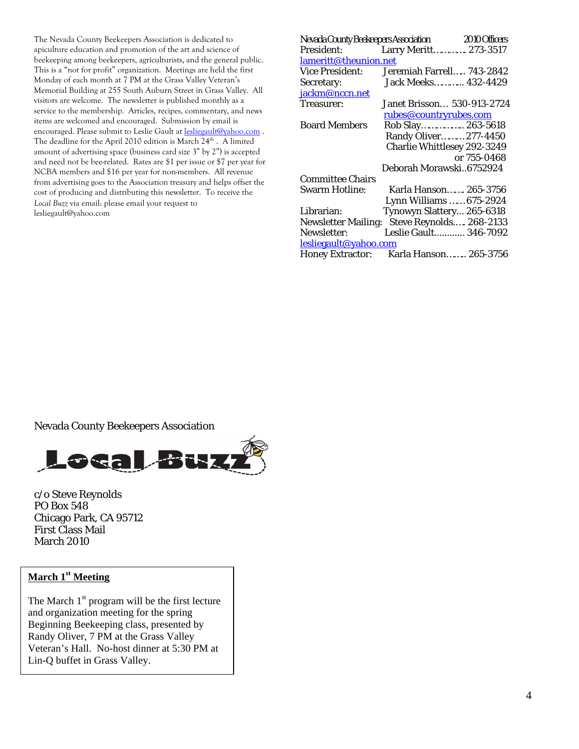The Nevada County Beekeepers Association is dedicated to apiculture education and promotion of the art and science of beekeeping among beekeepers, agriculturists, and the general public. This is a "not for profit" organization. Meetings are held the first Monday of each month at 7 PM at the Grass Valley Veteran's Memorial Building at 255 South Auburn Street in Grass Valley. All visitors are welcome. The newsletter is published monthly as a service to the membership. Articles, recipes, commentary, and news items are welcomed and encouraged. Submission by email is encouraged. Please submit to Leslie Gault at lesliegault@yahoo.com . The deadline for the April 2010 edition is March 24th . A limited amount of advertising space (business card size 3" by 2") is accepted and need not be bee-related. Rates are $1 per issue or $7 per year for NCBA members and $16 per year for non-members. All revenue from advertising goes to the Association treasury and helps offset the cost of producing and distributing this newsletter. To receive the *Local Buzz* via email: please email your request to lesliegault@yahoo.com

**Nevada County Beekeepers Association — 2010 Officers**

President: Larry Meritt………. 273-3517
lameritt@theunion.net
Vice President: Jeremiah Farrell…. 743-2842
Secretary: Jack Meeks………. 432-4429
jackm@nccn.net
Treasurer: Janet Brisson… 530-913-2724
rubes@countryrubes.com
Board Members: Rob Slay…………. 263-5618
Randy Oliver……..277-4450
Charlie Whittlesey 292-3249 or 755-0468
Deborah Morawski..6752924

Committee Chairs
Swarm Hotline: Karla Hanson…… 265-3756
Lynn Williams ……675-2924
Librarian: Tynowyn Slattery… 265-6318
Newsletter Mailing: Steve Reynolds…. 268-2133
Newsletter: Leslie Gault………… 346-7092
lesliegault@yahoo.com
Honey Extractor: Karla Hanson……. 265-3756

Nevada County Beekeepers Association

Local Buzz

c/o Steve Reynolds
PO Box 548
Chicago Park, CA 95712
First Class Mail
March 2010

**March 1st Meeting**

The March 1st program will be the first lecture and organization meeting for the spring Beginning Beekeeping class, presented by Randy Oliver, 7 PM at the Grass Valley Veteran's Hall. No-host dinner at 5:30 PM at Lin-Q buffet in Grass Valley.